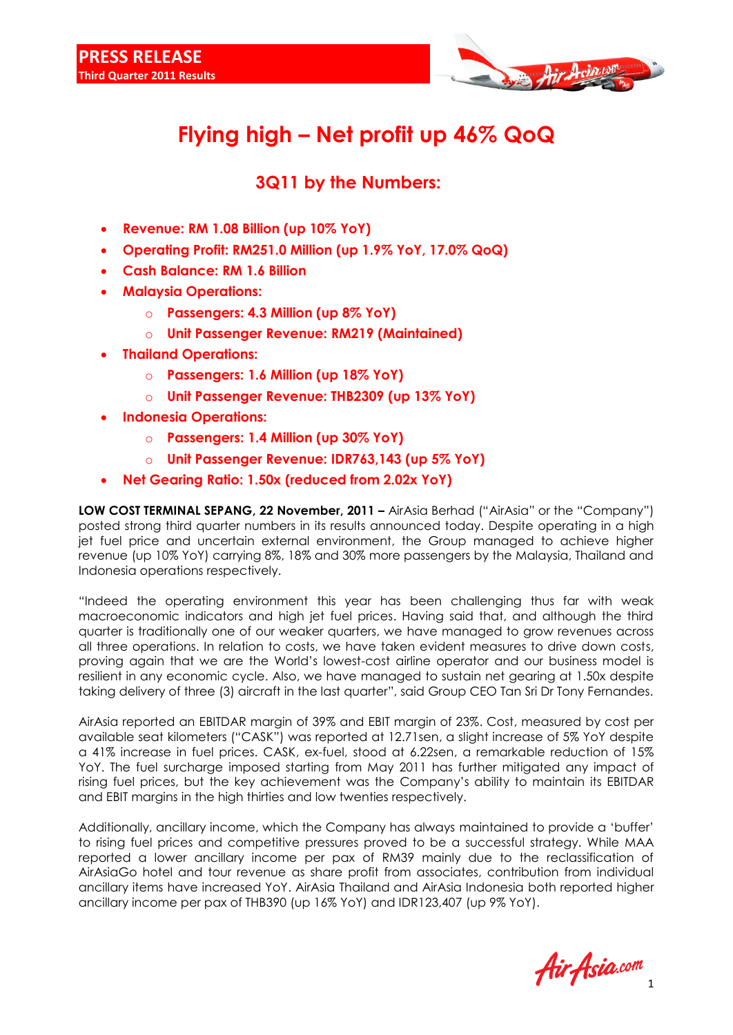**PRESS RELEASE**
**Third Quarter 2011 Results**

# Flying high – Net profit up 46% QoQ

## 3Q11 by the Numbers:

- **Revenue: RM 1.08 Billion (up 10% YoY)**
- **Operating Profit: RM251.0 Million (up 1.9% YoY, 17.0% QoQ)**
- **Cash Balance: RM 1.6 Billion**
- **Malaysia Operations:**
  - **Passengers: 4.3 Million (up 8% YoY)**
  - **Unit Passenger Revenue: RM219 (Maintained)**
- **Thailand Operations:**
  - **Passengers: 1.6 Million (up 18% YoY)**
  - **Unit Passenger Revenue: THB2309 (up 13% YoY)**
- **Indonesia Operations:**
  - **Passengers: 1.4 Million (up 30% YoY)**
  - **Unit Passenger Revenue: IDR763,143 (up 5% YoY)**
- **Net Gearing Ratio: 1.50x (reduced from 2.02x YoY)**

**LOW COST TERMINAL SEPANG, 22 November, 2011 –** AirAsia Berhad ("AirAsia" or the "Company") posted strong third quarter numbers in its results announced today. Despite operating in a high jet fuel price and uncertain external environment, the Group managed to achieve higher revenue (up 10% YoY) carrying 8%, 18% and 30% more passengers by the Malaysia, Thailand and Indonesia operations respectively.

"Indeed the operating environment this year has been challenging thus far with weak macroeconomic indicators and high jet fuel prices. Having said that, and although the third quarter is traditionally one of our weaker quarters, we have managed to grow revenues across all three operations. In relation to costs, we have taken evident measures to drive down costs, proving again that we are the World's lowest-cost airline operator and our business model is resilient in any economic cycle. Also, we have managed to sustain net gearing at 1.50x despite taking delivery of three (3) aircraft in the last quarter", said Group CEO Tan Sri Dr Tony Fernandes.

AirAsia reported an EBITDAR margin of 39% and EBIT margin of 23%. Cost, measured by cost per available seat kilometers ("CASK") was reported at 12.71sen, a slight increase of 5% YoY despite a 41% increase in fuel prices. CASK, ex-fuel, stood at 6.22sen, a remarkable reduction of 15% YoY. The fuel surcharge imposed starting from May 2011 has further mitigated any impact of rising fuel prices, but the key achievement was the Company's ability to maintain its EBITDAR and EBIT margins in the high thirties and low twenties respectively.

Additionally, ancillary income, which the Company has always maintained to provide a 'buffer' to rising fuel prices and competitive pressures proved to be a successful strategy. While MAA reported a lower ancillary income per pax of RM39 mainly due to the reclassification of AirAsiaGo hotel and tour revenue as share profit from associates, contribution from individual ancillary items have increased YoY. AirAsia Thailand and AirAsia Indonesia both reported higher ancillary income per pax of THB390 (up 16% YoY) and IDR123,407 (up 9% YoY).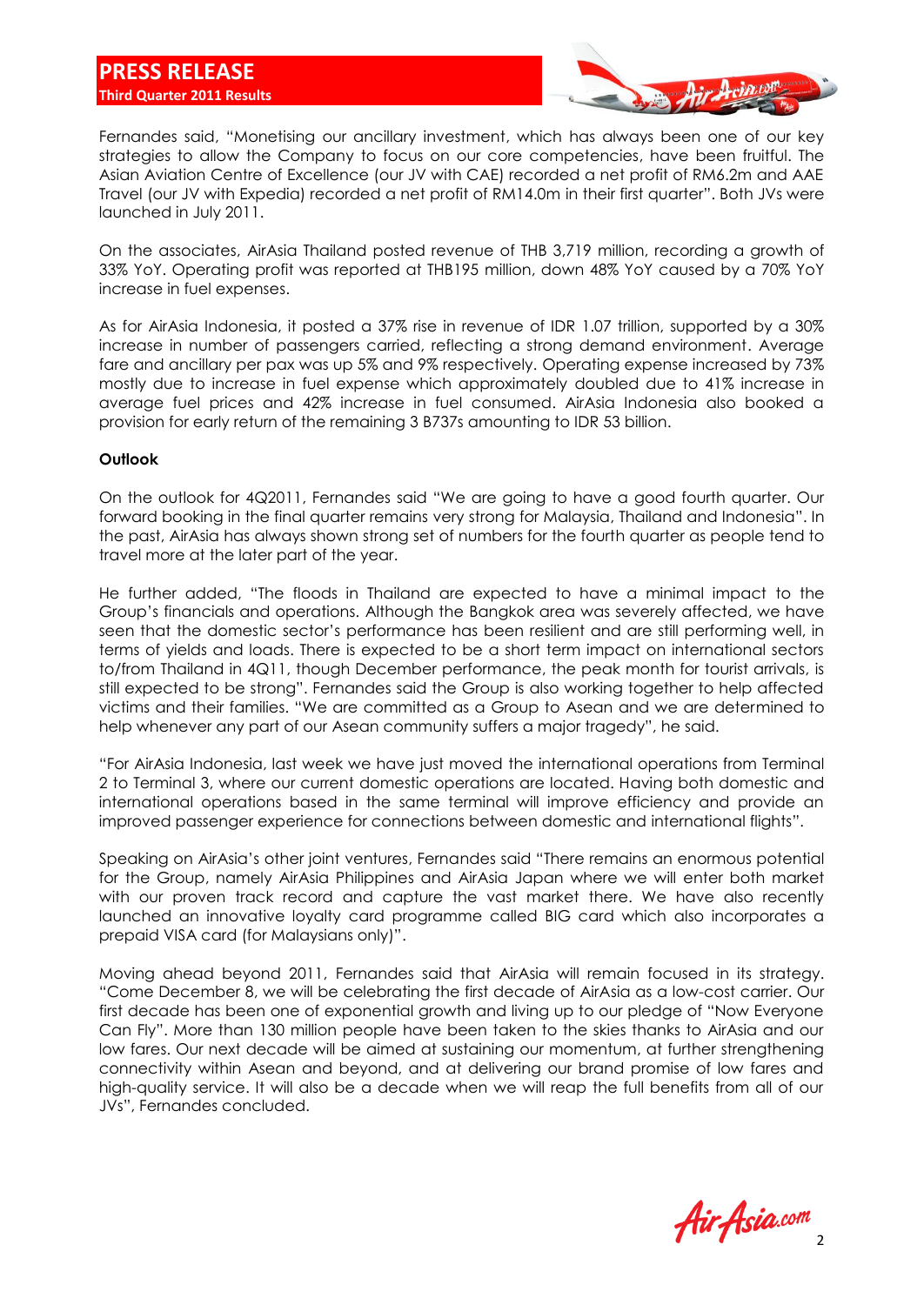Fernandes said, "Monetising our ancillary investment, which has always been one of our key strategies to allow the Company to focus on our core competencies, have been fruitful. The Asian Aviation Centre of Excellence (our JV with CAE) recorded a net profit of RM6.2m and AAE Travel (our JV with Expedia) recorded a net profit of RM14.0m in their first quarter". Both JVs were launched in July 2011.

On the associates, AirAsia Thailand posted revenue of THB 3,719 million, recording a growth of 33% YoY. Operating profit was reported at THB195 million, down 48% YoY caused by a 70% YoY increase in fuel expenses.

As for AirAsia Indonesia, it posted a 37% rise in revenue of IDR 1.07 trillion, supported by a 30% increase in number of passengers carried, reflecting a strong demand environment. Average fare and ancillary per pax was up 5% and 9% respectively. Operating expense increased by 73% mostly due to increase in fuel expense which approximately doubled due to 41% increase in average fuel prices and 42% increase in fuel consumed. AirAsia Indonesia also booked a provision for early return of the remaining 3 B737s amounting to IDR 53 billion.

**Outlook**

On the outlook for 4Q2011, Fernandes said "We are going to have a good fourth quarter. Our forward booking in the final quarter remains very strong for Malaysia, Thailand and Indonesia". In the past, AirAsia has always shown strong set of numbers for the fourth quarter as people tend to travel more at the later part of the year.

He further added, "The floods in Thailand are expected to have a minimal impact to the Group's financials and operations. Although the Bangkok area was severely affected, we have seen that the domestic sector's performance has been resilient and are still performing well, in terms of yields and loads. There is expected to be a short term impact on international sectors to/from Thailand in 4Q11, though December performance, the peak month for tourist arrivals, is still expected to be strong". Fernandes said the Group is also working together to help affected victims and their families. "We are committed as a Group to Asean and we are determined to help whenever any part of our Asean community suffers a major tragedy", he said.

"For AirAsia Indonesia, last week we have just moved the international operations from Terminal 2 to Terminal 3, where our current domestic operations are located. Having both domestic and international operations based in the same terminal will improve efficiency and provide an improved passenger experience for connections between domestic and international flights".

Speaking on AirAsia's other joint ventures, Fernandes said "There remains an enormous potential for the Group, namely AirAsia Philippines and AirAsia Japan where we will enter both market with our proven track record and capture the vast market there. We have also recently launched an innovative loyalty card programme called BIG card which also incorporates a prepaid VISA card (for Malaysians only)".

Moving ahead beyond 2011, Fernandes said that AirAsia will remain focused in its strategy. "Come December 8, we will be celebrating the first decade of AirAsia as a low-cost carrier. Our first decade has been one of exponential growth and living up to our pledge of "Now Everyone Can Fly". More than 130 million people have been taken to the skies thanks to AirAsia and our low fares. Our next decade will be aimed at sustaining our momentum, at further strengthening connectivity within Asean and beyond, and at delivering our brand promise of low fares and high-quality service. It will also be a decade when we will reap the full benefits from all of our JVs", Fernandes concluded.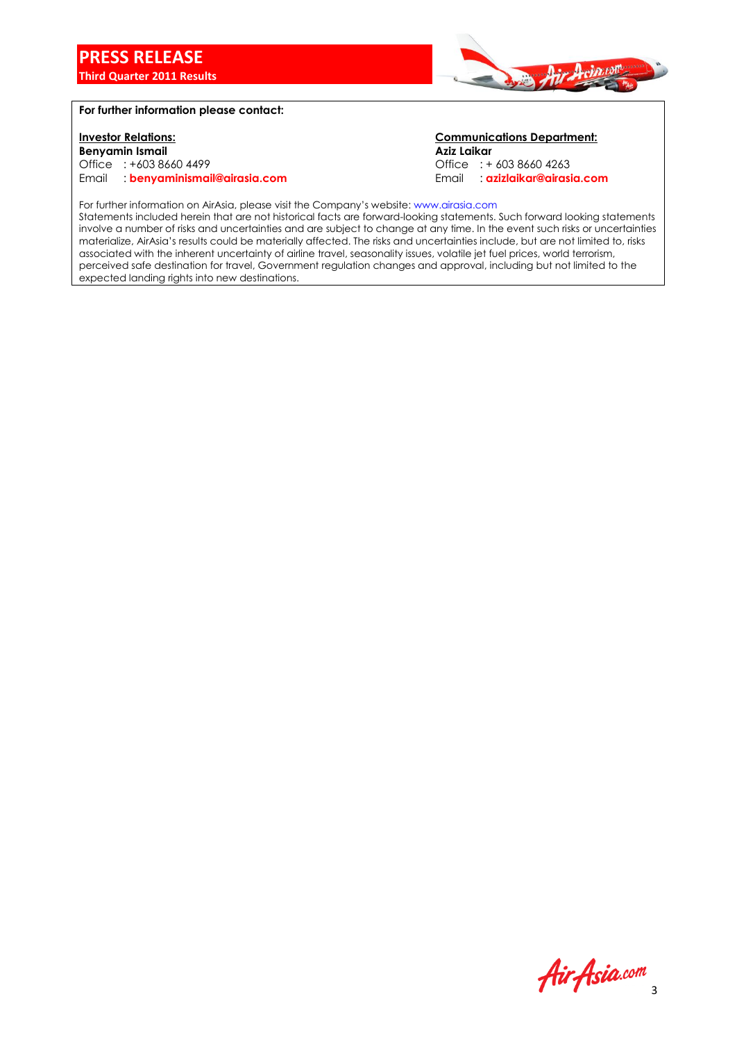**For further information please contact:**

**Investor Relations:**
**Benyamin Ismail**
Office : +603 8660 4499
Email : **benyaminismail@airasia.com**

**Communications Department:**
**Aziz Laikar**
Office : + 603 8660 4263
Email : **azizlaikar@airasia.com**

For further information on AirAsia, please visit the Company's website: www.airasia.com
Statements included herein that are not historical facts are forward-looking statements. Such forward looking statements involve a number of risks and uncertainties and are subject to change at any time. In the event such risks or uncertainties materialize, AirAsia's results could be materially affected. The risks and uncertainties include, but are not limited to, risks associated with the inherent uncertainty of airline travel, seasonality issues, volatile jet fuel prices, world terrorism, perceived safe destination for travel, Government regulation changes and approval, including but not limited to the expected landing rights into new destinations.